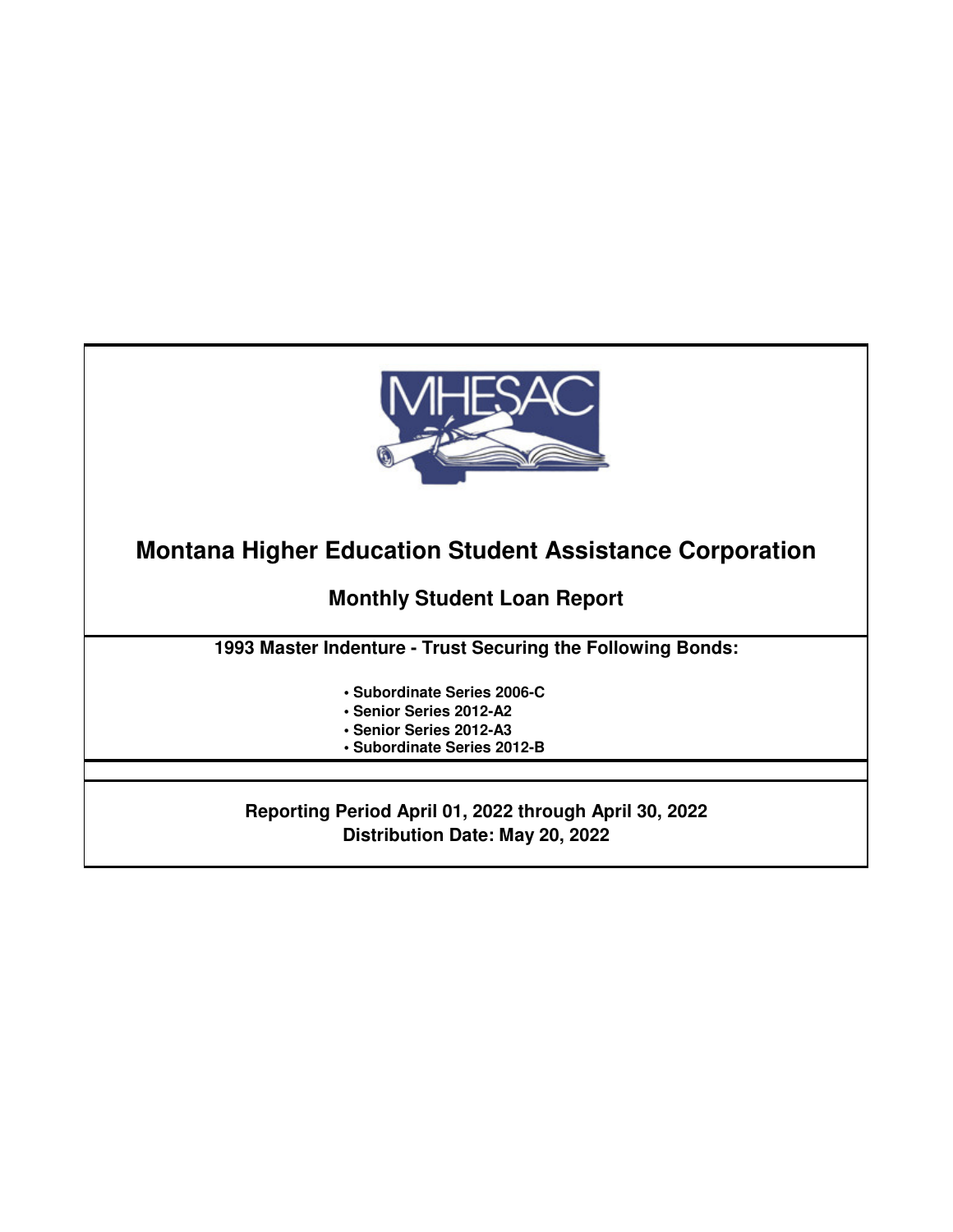MHESAC

# Montana Higher Education Student Assistance Corporation

## Monthly Student Loan Report

**1993 Master Indenture - Trust Securing the Following Bonds:**

- **Subordinate Series 2006-C**
- **Senior Series 2012-A2**
- **Senior Series 2012-A3**
- **Subordinate Series 2012-B**

**Reporting Period April 01, 2022 through April 30, 2022**
**Distribution Date: May 20, 2022**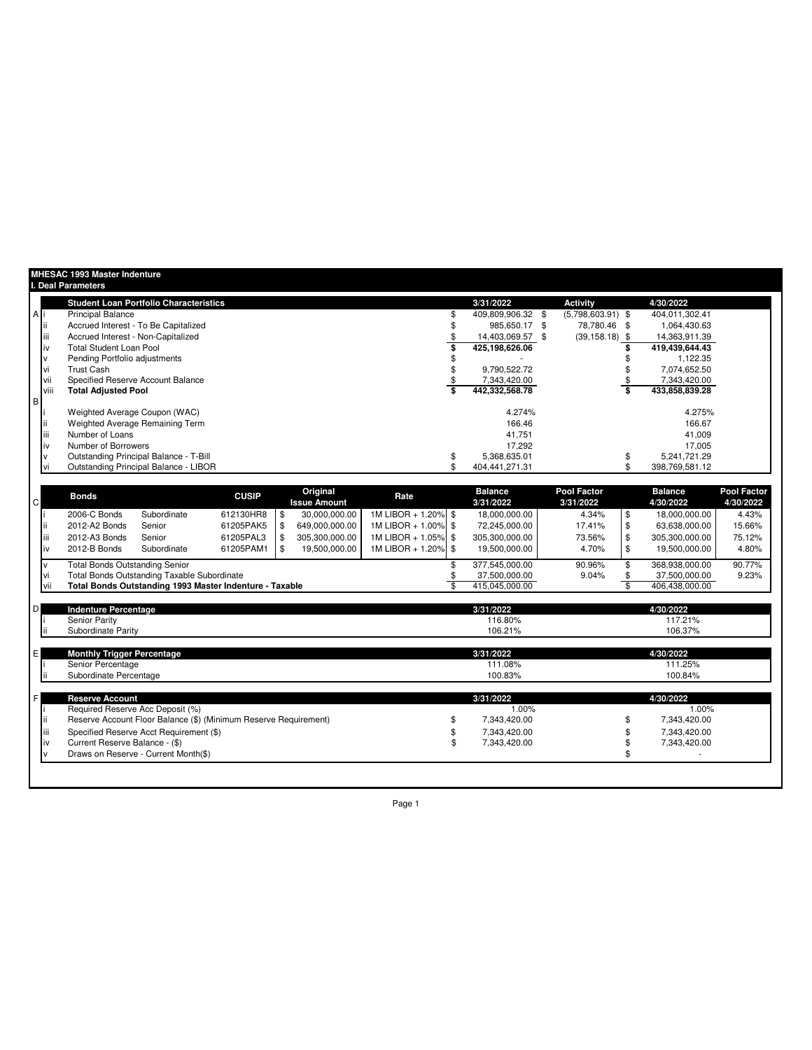# MHESAC 1993 Master Indenture

## I. Deal Parameters

| | | Student Loan Portfolio Characteristics | 3/31/2022 | Activity | 4/30/2022 |
|---|---|---|---|---|---|
| A | i | Principal Balance | $ 409,809,906.32 | $ (5,798,603.91) | $ 404,011,302.41 |
| | ii | Accrued Interest - To Be Capitalized | $ 985,650.17 | $ 78,780.46 | $ 1,064,430.63 |
| | iii | Accrued Interest - Non-Capitalized | $ 14,403,069.57 | $ (39,158.18) | $ 14,363,911.39 |
| | iv | **Total Student Loan Pool** | **$ 425,198,626.06** | | **$ 419,439,644.43** |
| | v | Pending Portfolio adjustments | $ - | | $ 1,122.35 |
| | vi | Trust Cash | $ 9,790,522.72 | | $ 7,074,652.50 |
| | vii | Specified Reserve Account Balance | $ 7,343,420.00 | | $ 7,343,420.00 |
| | viii | **Total Adjusted Pool** | **$ 442,332,568.78** | | **$ 433,858,839.28** |
| B | | | | | |
| | i | Weighted Average Coupon (WAC) | 4.274% | | 4.275% |
| | ii | Weighted Average Remaining Term | 166.46 | | 166.67 |
| | iii | Number of Loans | 41,751 | | 41,009 |
| | iv | Number of Borrowers | 17,292 | | 17,005 |
| | v | Outstanding Principal Balance - T-Bill | $ 5,368,635.01 | | $ 5,241,721.29 |
| | vi | Outstanding Principal Balance - LIBOR | $ 404,441,271.31 | | $ 398,769,581.12 |

| C | | Bonds | | CUSIP | Original Issue Amount | Rate | Balance 3/31/2022 | Pool Factor 3/31/2022 | Balance 4/30/2022 | Pool Factor 4/30/2022 |
|---|---|---|---|---|---|---|---|---|---|---|
| | i | 2006-C Bonds | Subordinate | 612130HR8 | $ 30,000,000.00 | 1M LIBOR + 1.20% | $ 18,000,000.00 | 4.34% | $ 18,000,000.00 | 4.43% |
| | ii | 2012-A2 Bonds | Senior | 61205PAK5 | $ 649,000,000.00 | 1M LIBOR + 1.00% | $ 72,245,000.00 | 17.41% | $ 63,638,000.00 | 15.66% |
| | iii | 2012-A3 Bonds | Senior | 61205PAL3 | $ 305,300,000.00 | 1M LIBOR + 1.05% | $ 305,300,000.00 | 73.56% | $ 305,300,000.00 | 75.12% |
| | iv | 2012-B Bonds | Subordinate | 61205PAM1 | $ 19,500,000.00 | 1M LIBOR + 1.20% | $ 19,500,000.00 | 4.70% | $ 19,500,000.00 | 4.80% |
| | v | Total Bonds Outstanding Senior | | | | | $ 377,545,000.00 | 90.96% | $ 368,938,000.00 | 90.77% |
| | vi | Total Bonds Outstanding Taxable Subordinate | | | | | $ 37,500,000.00 | 9.04% | $ 37,500,000.00 | 9.23% |
| | vii | **Total Bonds Outstanding 1993 Master Indenture - Taxable** | | | | | $ 415,045,000.00 | | $ 406,438,000.00 | |

| D | | Indenture Percentage | 3/31/2022 | 4/30/2022 |
|---|---|---|---|---|
| | i | Senior Parity | 116.80% | 117.21% |
| | ii | Subordinate Parity | 106.21% | 106.37% |

| E | | Monthly Trigger Percentage | 3/31/2022 | 4/30/2022 |
|---|---|---|---|---|
| | i | Senior Percentage | 111.08% | 111.25% |
| | ii | Subordinate Percentage | 100.83% | 100.84% |

| F | | Reserve Account | 3/31/2022 | 4/30/2022 |
|---|---|---|---|---|
| | i | Required Reserve Acc Deposit (%) | 1.00% | 1.00% |
| | ii | Reserve Account Floor Balance ($) (Minimum Reserve Requirement) | $ 7,343,420.00 | $ 7,343,420.00 |
| | iii | Specified Reserve Acct Requirement ($) | $ 7,343,420.00 | $ 7,343,420.00 |
| | iv | Current Reserve Balance - ($) | $ 7,343,420.00 | $ 7,343,420.00 |
| | v | Draws on Reserve - Current Month($) | | $ - |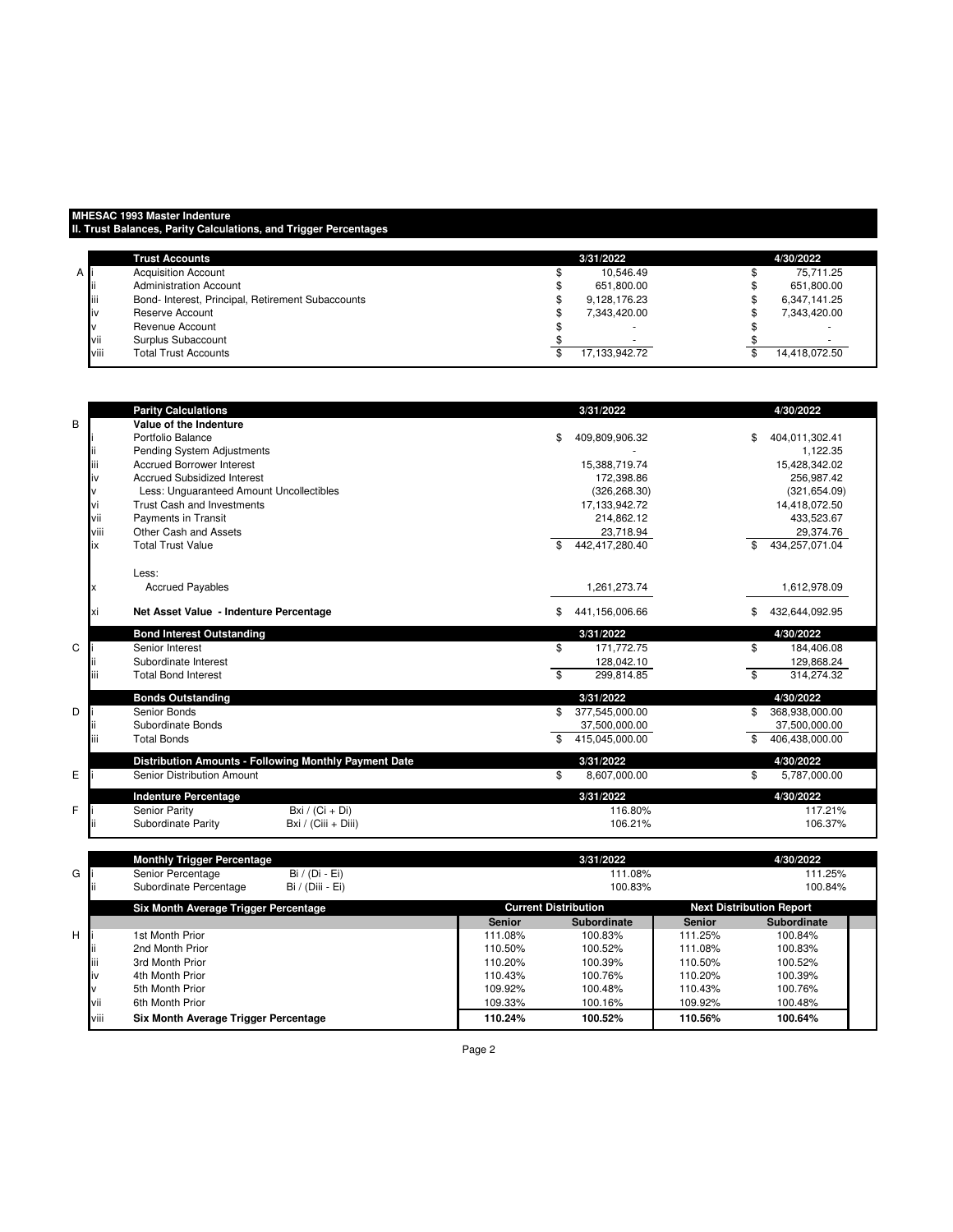**MHESAC 1993 Master Indenture**
**II. Trust Balances, Parity Calculations, and Trigger Percentages**

| | | Trust Accounts | 3/31/2022 | 4/30/2022 |
|---|---|---|---|---|
| A | i | Acquisition Account | $ 10,546.49 | $ 75,711.25 |
| | ii | Administration Account | $ 651,800.00 | $ 651,800.00 |
| | iii | Bond- Interest, Principal, Retirement Subaccounts | $ 9,128,176.23 | $ 6,347,141.25 |
| | iv | Reserve Account | $ 7,343,420.00 | $ 7,343,420.00 |
| | v | Revenue Account | $ - | $ - |
| | vii | Surplus Subaccount | $ - | $ - |
| | viii | Total Trust Accounts | $ 17,133,942.72 | $ 14,418,072.50 |

| | | Parity Calculations | | 3/31/2022 | 4/30/2022 |
|---|---|---|---|---|---|
| B | | **Value of the Indenture** | | | |
| | i | Portfolio Balance | | $ 409,809,906.32 | $ 404,011,302.41 |
| | ii | Pending System Adjustments | | - | 1,122.35 |
| | iii | Accrued Borrower Interest | | 15,388,719.74 | 15,428,342.02 |
| | iv | Accrued Subsidized Interest | | 172,398.86 | 256,987.42 |
| | v | Less: Unguaranteed Amount Uncollectibles | | (326,268.30) | (321,654.09) |
| | vi | Trust Cash and Investments | | 17,133,942.72 | 14,418,072.50 |
| | vii | Payments in Transit | | 214,862.12 | 433,523.67 |
| | viii | Other Cash and Assets | | 23,718.94 | 29,374.76 |
| | ix | Total Trust Value | | $ 442,417,280.40 | $ 434,257,071.04 |
| | | Less: | | | |
| | x | Accrued Payables | | 1,261,273.74 | 1,612,978.09 |
| | xi | **Net Asset Value - Indenture Percentage** | | $ 441,156,006.66 | $ 432,644,092.95 |
| | | **Bond Interest Outstanding** | | **3/31/2022** | **4/30/2022** |
| C | i | Senior Interest | | $ 171,772.75 | $ 184,406.08 |
| | ii | Subordinate Interest | | 128,042.10 | 129,868.24 |
| | iii | Total Bond Interest | | $ 299,814.85 | $ 314,274.32 |
| | | **Bonds Outstanding** | | **3/31/2022** | **4/30/2022** |
| D | i | Senior Bonds | | $ 377,545,000.00 | $ 368,938,000.00 |
| | ii | Subordinate Bonds | | 37,500,000.00 | 37,500,000.00 |
| | iii | Total Bonds | | $ 415,045,000.00 | $ 406,438,000.00 |
| | | **Distribution Amounts - Following Monthly Payment Date** | | **3/31/2022** | **4/30/2022** |
| E | i | Senior Distribution Amount | | $ 8,607,000.00 | $ 5,787,000.00 |
| | | **Indenture Percentage** | | **3/31/2022** | **4/30/2022** |
| F | i | Senior Parity | Bxi / (Ci + Di) | 116.80% | 117.21% |
| | ii | Subordinate Parity | Bxi / (Ciii + Diii) | 106.21% | 106.37% |

| | | Monthly Trigger Percentage | | 3/31/2022 | 4/30/2022 |
|---|---|---|---|---|---|
| G | i | Senior Percentage | Bi / (Di - Ei) | 111.08% | 111.25% |
| | ii | Subordinate Percentage | Bi / (Diii - Ei) | 100.83% | 100.84% |

| | | Six Month Average Trigger Percentage | Current Distribution | | Next Distribution Report | |
|---|---|---|---|---|---|---|
| | | | Senior | Subordinate | Senior | Subordinate |
| H | i | 1st Month Prior | 111.08% | 100.83% | 111.25% | 100.84% |
| | ii | 2nd Month Prior | 110.50% | 100.52% | 111.08% | 100.83% |
| | iii | 3rd Month Prior | 110.20% | 100.39% | 110.50% | 100.52% |
| | iv | 4th Month Prior | 110.43% | 100.76% | 110.20% | 100.39% |
| | v | 5th Month Prior | 109.92% | 100.48% | 110.43% | 100.76% |
| | vii | 6th Month Prior | 109.33% | 100.16% | 109.92% | 100.48% |
| | viii | **Six Month Average Trigger Percentage** | **110.24%** | **100.52%** | **110.56%** | **100.64%** |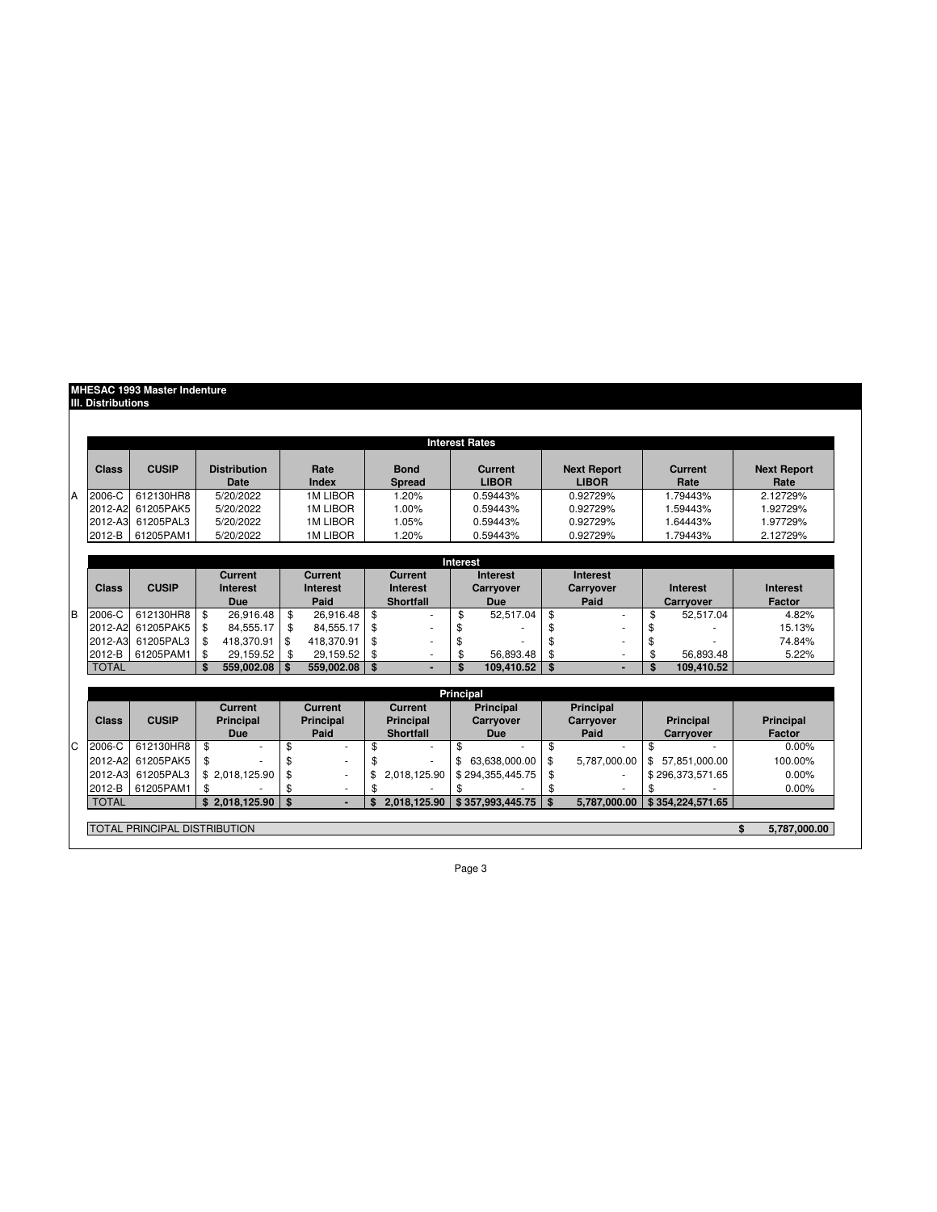# MHESAC 1993 Master Indenture

## III. Distributions

| | Interest Rates | | | | | | | | |
|---|---|---|---|---|---|---|---|---|---|
| | **Class** | **CUSIP** | **Distribution Date** | **Rate Index** | **Bond Spread** | **Current LIBOR** | **Next Report LIBOR** | **Current Rate** | **Next Report Rate** |
| A | 2006-C | 612130HR8 | 5/20/2022 | 1M LIBOR | 1.20% | 0.59443% | 0.92729% | 1.79443% | 2.12729% |
| | 2012-A2 | 61205PAK5 | 5/20/2022 | 1M LIBOR | 1.00% | 0.59443% | 0.92729% | 1.59443% | 1.92729% |
| | 2012-A3 | 61205PAL3 | 5/20/2022 | 1M LIBOR | 1.05% | 0.59443% | 0.92729% | 1.64443% | 1.97729% |
| | 2012-B | 61205PAM1 | 5/20/2022 | 1M LIBOR | 1.20% | 0.59443% | 0.92729% | 1.79443% | 2.12729% |

| | Interest | | | | | | | | |
|---|---|---|---|---|---|---|---|---|---|
| | **Class** | **CUSIP** | **Current Interest Due** | **Current Interest Paid** | **Current Interest Shortfall** | **Interest Carryover Due** | **Interest Carryover Paid** | **Interest Carryover** | **Interest Factor** |
| B | 2006-C | 612130HR8 | $ 26,916.48 | $ 26,916.48 | $ - | $ 52,517.04 | $ - | $ 52,517.04 | 4.82% |
| | 2012-A2 | 61205PAK5 | $ 84,555.17 | $ 84,555.17 | $ - | $ - | $ - | $ - | 15.13% |
| | 2012-A3 | 61205PAL3 | $ 418,370.91 | $ 418,370.91 | $ - | $ - | $ - | $ - | 74.84% |
| | 2012-B | 61205PAM1 | $ 29,159.52 | $ 29,159.52 | $ - | $ 56,893.48 | $ - | $ 56,893.48 | 5.22% |
| | **TOTAL** | | **$ 559,002.08** | **$ 559,002.08** | **$ -** | **$ 109,410.52** | **$ -** | **$ 109,410.52** | |

| | Principal | | | | | | | | |
|---|---|---|---|---|---|---|---|---|---|
| | **Class** | **CUSIP** | **Current Principal Due** | **Current Principal Paid** | **Current Principal Shortfall** | **Principal Carryover Due** | **Principal Carryover Paid** | **Principal Carryover** | **Principal Factor** |
| C | 2006-C | 612130HR8 | $ - | $ - | $ - | $ - | $ - | $ - | 0.00% |
| | 2012-A2 | 61205PAK5 | $ - | $ - | $ - | $ 63,638,000.00 | $ 5,787,000.00 | $ 57,851,000.00 | 100.00% |
| | 2012-A3 | 61205PAL3 | $ 2,018,125.90 | $ - | $ 2,018,125.90 | $ 294,355,445.75 | $ - | $ 296,373,571.65 | 0.00% |
| | 2012-B | 61205PAM1 | $ - | $ - | $ - | $ - | $ - | $ - | 0.00% |
| | **TOTAL** | | **$ 2,018,125.90** | **$ -** | **$ 2,018,125.90** | **$ 357,993,445.75** | **$ 5,787,000.00** | **$ 354,224,571.65** | |

| TOTAL PRINCIPAL DISTRIBUTION | $ 5,787,000.00 |
|---|---|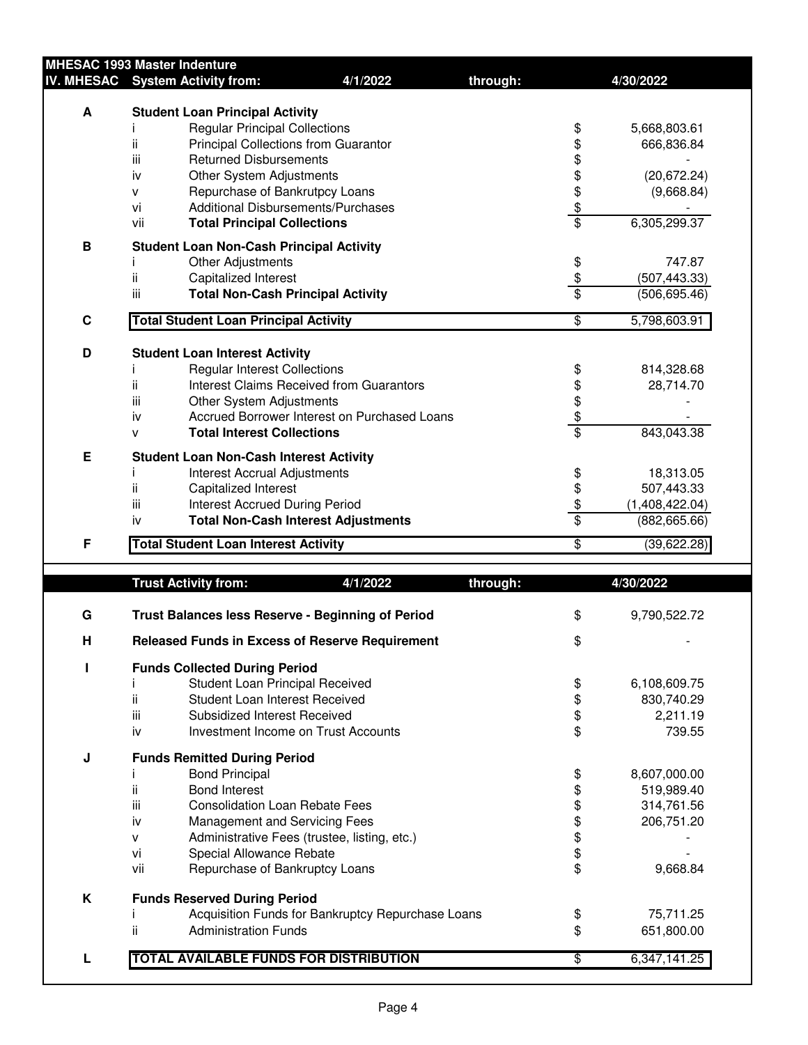## MHESAC 1993 Master Indenture

### IV. MHESAC System Activity from: 4/1/2022 through: 4/30/2022

| | | | |
|---|---|---|---|
| **A** | **Student Loan Principal Activity** | | |
| i | Regular Principal Collections | $ | 5,668,803.61 |
| ii | Principal Collections from Guarantor | $ | 666,836.84 |
| iii | Returned Disbursements | $ | - |
| iv | Other System Adjustments | $ | (20,672.24) |
| v | Repurchase of Bankrutpcy Loans | $ | (9,668.84) |
| vi | Additional Disbursements/Purchases | $ | - |
| vii | **Total Principal Collections** | $ | 6,305,299.37 |
| **B** | **Student Loan Non-Cash Principal Activity** | | |
| i | Other Adjustments | $ | 747.87 |
| ii | Capitalized Interest | $ | (507,443.33) |
| iii | **Total Non-Cash Principal Activity** | $ | (506,695.46) |
| **C** | **Total Student Loan Principal Activity** | $ | 5,798,603.91 |
| **D** | **Student Loan Interest Activity** | | |
| i | Regular Interest Collections | $ | 814,328.68 |
| ii | Interest Claims Received from Guarantors | $ | 28,714.70 |
| iii | Other System Adjustments | $ | - |
| iv | Accrued Borrower Interest on Purchased Loans | $ | - |
| v | **Total Interest Collections** | $ | 843,043.38 |
| **E** | **Student Loan Non-Cash Interest Activity** | | |
| i | Interest Accrual Adjustments | $ | 18,313.05 |
| ii | Capitalized Interest | $ | 507,443.33 |
| iii | Interest Accrued During Period | $ | (1,408,422.04) |
| iv | **Total Non-Cash Interest Adjustments** | $ | (882,665.66) |
| **F** | **Total Student Loan Interest Activity** | $ | (39,622.28) |

### Trust Activity from: 4/1/2022 through: 4/30/2022

| | | | |
|---|---|---|---|
| **G** | **Trust Balances less Reserve - Beginning of Period** | $ | 9,790,522.72 |
| **H** | **Released Funds in Excess of Reserve Requirement** | $ | - |
| **I** | **Funds Collected During Period** | | |
| i | Student Loan Principal Received | $ | 6,108,609.75 |
| ii | Student Loan Interest Received | $ | 830,740.29 |
| iii | Subsidized Interest Received | $ | 2,211.19 |
| iv | Investment Income on Trust Accounts | $ | 739.55 |
| **J** | **Funds Remitted During Period** | | |
| i | Bond Principal | $ | 8,607,000.00 |
| ii | Bond Interest | $ | 519,989.40 |
| iii | Consolidation Loan Rebate Fees | $ | 314,761.56 |
| iv | Management and Servicing Fees | $ | 206,751.20 |
| v | Administrative Fees (trustee, listing, etc.) | $ | - |
| vi | Special Allowance Rebate | $ | - |
| vii | Repurchase of Bankruptcy Loans | $ | 9,668.84 |
| **K** | **Funds Reserved During Period** | | |
| i | Acquisition Funds for Bankruptcy Repurchase Loans | $ | 75,711.25 |
| ii | Administration Funds | $ | 651,800.00 |
| **L** | **TOTAL AVAILABLE FUNDS FOR DISTRIBUTION** | $ | 6,347,141.25 |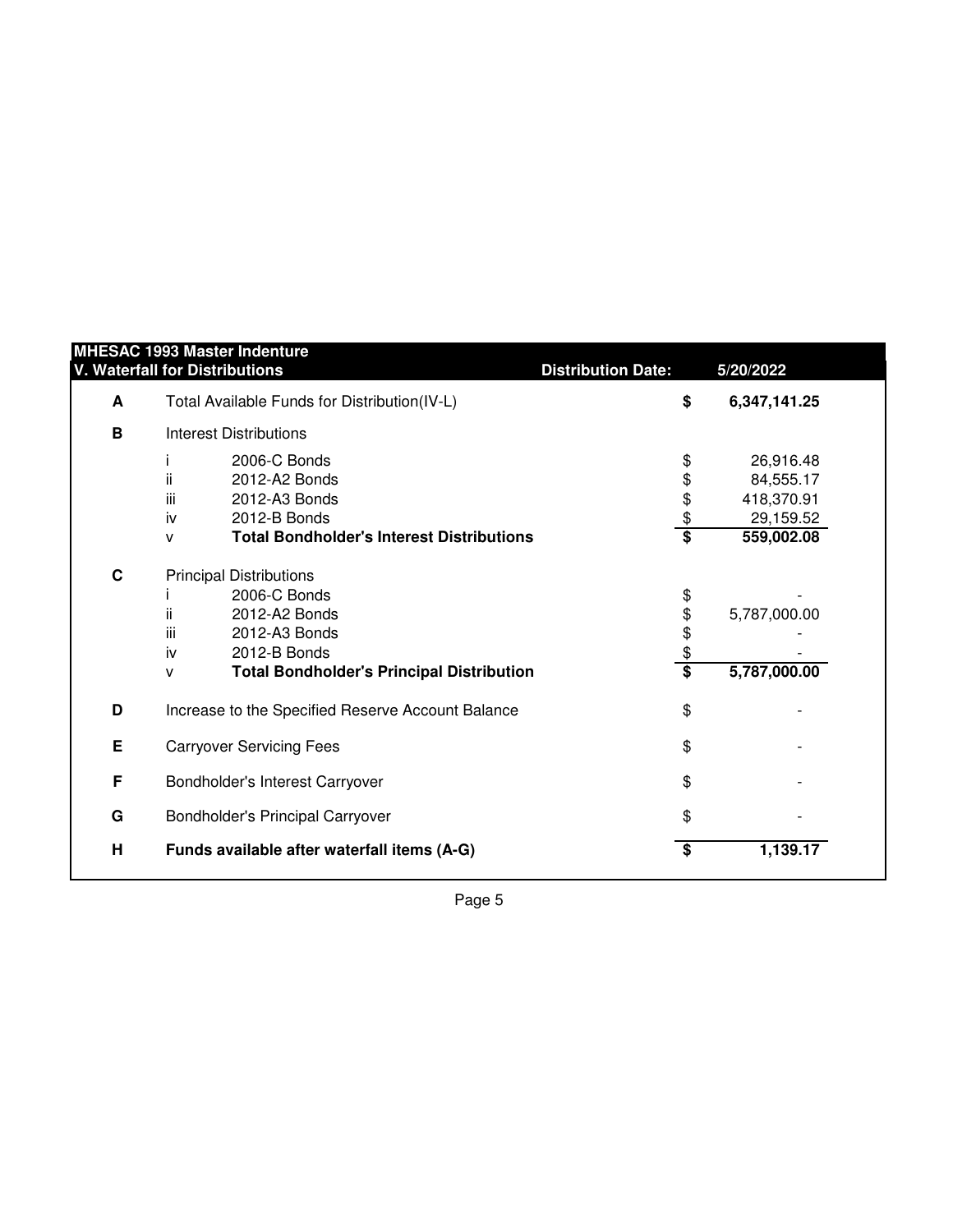## MHESAC 1993 Master Indenture

### V. Waterfall for Distributions

**Distribution Date:** 5/20/2022

| | | | | |
|---|---|---|---|---|
| **A** | Total Available Funds for Distribution(IV-L) | | **$** | **6,347,141.25** |
| **B** | Interest Distributions | | | |
| | i | 2006-C Bonds | $ | 26,916.48 |
| | ii | 2012-A2 Bonds | $ | 84,555.17 |
| | iii | 2012-A3 Bonds | $ | 418,370.91 |
| | iv | 2012-B Bonds | $ | 29,159.52 |
| | v | **Total Bondholder's Interest Distributions** | **$** | **559,002.08** |
| **C** | Principal Distributions | | | |
| | i | 2006-C Bonds | $ | - |
| | ii | 2012-A2 Bonds | $ | 5,787,000.00 |
| | iii | 2012-A3 Bonds | $ | - |
| | iv | 2012-B Bonds | $ | - |
| | v | **Total Bondholder's Principal Distribution** | **$** | **5,787,000.00** |
| **D** | Increase to the Specified Reserve Account Balance | | $ | - |
| **E** | Carryover Servicing Fees | | $ | - |
| **F** | Bondholder's Interest Carryover | | $ | - |
| **G** | Bondholder's Principal Carryover | | $ | - |
| **H** | **Funds available after waterfall items (A-G)** | | **$** | **1,139.17** |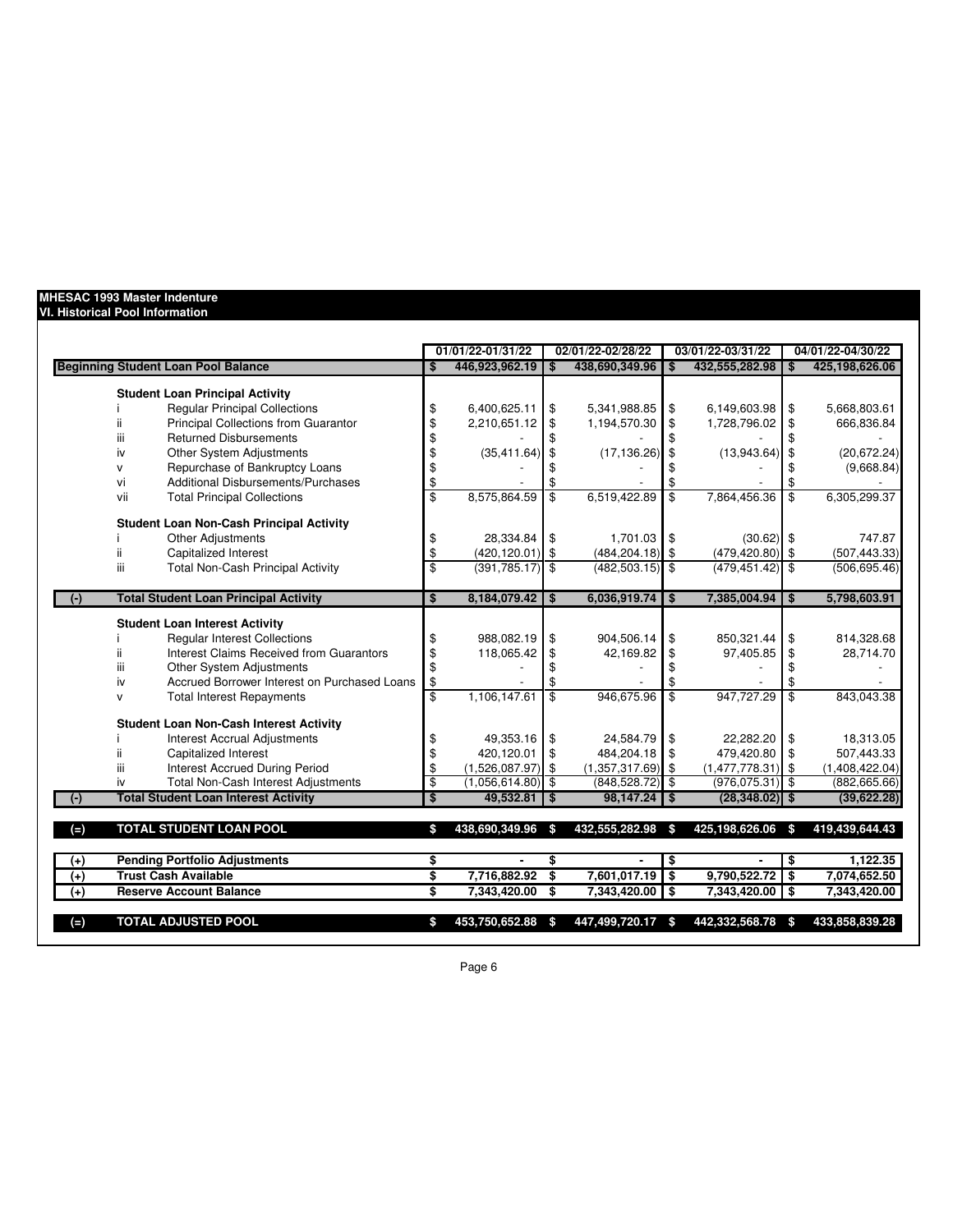## MHESAC 1993 Master Indenture
## VI. Historical Pool Information

| | | | 01/01/22-01/31/22 | 02/01/22-02/28/22 | 03/01/22-03/31/22 | 04/01/22-04/30/22 |
|---|---|---|---|---|---|---|
| **Beginning Student Loan Pool Balance** | | | **$ 446,923,962.19** | **$ 438,690,349.96** | **$ 432,555,282.98** | **$ 425,198,626.06** |
| | **Student Loan Principal Activity** | | | | | |
| | i | Regular Principal Collections | $ 6,400,625.11 | $ 5,341,988.85 | $ 6,149,603.98 | $ 5,668,803.61 |
| | ii | Principal Collections from Guarantor | $ 2,210,651.12 | $ 1,194,570.30 | $ 1,728,796.02 | $ 666,836.84 |
| | iii | Returned Disbursements | $ - | $ - | $ - | $ - |
| | iv | Other System Adjustments | $ (35,411.64) | $ (17,136.26) | $ (13,943.64) | $ (20,672.24) |
| | v | Repurchase of Bankruptcy Loans | $ - | $ - | $ - | $ (9,668.84) |
| | vi | Additional Disbursements/Purchases | $ - | $ - | $ - | $ - |
| | vii | Total Principal Collections | $ 8,575,864.59 | $ 6,519,422.89 | $ 7,864,456.36 | $ 6,305,299.37 |
| | **Student Loan Non-Cash Principal Activity** | | | | | |
| | i | Other Adjustments | $ 28,334.84 | $ 1,701.03 | $ (30.62) | $ 747.87 |
| | ii | Capitalized Interest | $ (420,120.01) | $ (484,204.18) | $ (479,420.80) | $ (507,443.33) |
| | iii | Total Non-Cash Principal Activity | $ (391,785.17) | $ (482,503.15) | $ (479,451.42) | $ (506,695.46) |
| (-) | **Total Student Loan Principal Activity** | | **$ 8,184,079.42** | **$ 6,036,919.74** | **$ 7,385,004.94** | **$ 5,798,603.91** |
| | **Student Loan Interest Activity** | | | | | |
| | i | Regular Interest Collections | $ 988,082.19 | $ 904,506.14 | $ 850,321.44 | $ 814,328.68 |
| | ii | Interest Claims Received from Guarantors | $ 118,065.42 | $ 42,169.82 | $ 97,405.85 | $ 28,714.70 |
| | iii | Other System Adjustments | $ - | $ - | $ - | $ - |
| | iv | Accrued Borrower Interest on Purchased Loans | $ - | $ - | $ - | $ - |
| | v | Total Interest Repayments | $ 1,106,147.61 | $ 946,675.96 | $ 947,727.29 | $ 843,043.38 |
| | **Student Loan Non-Cash Interest Activity** | | | | | |
| | i | Interest Accrual Adjustments | $ 49,353.16 | $ 24,584.79 | $ 22,282.20 | $ 18,313.05 |
| | ii | Capitalized Interest | $ 420,120.01 | $ 484,204.18 | $ 479,420.80 | $ 507,443.33 |
| | iii | Interest Accrued During Period | $ (1,526,087.97) | $ (1,357,317.69) | $ (1,477,778.31) | $ (1,408,422.04) |
| | iv | Total Non-Cash Interest Adjustments | $ (1,056,614.80) | $ (848,528.72) | $ (976,075.31) | $ (882,665.66) |
| (-) | **Total Student Loan Interest Activity** | | **$ 49,532.81** | **$ 98,147.24** | **$ (28,348.02)** | **$ (39,622.28)** |
| (=) | **TOTAL STUDENT LOAN POOL** | | **$ 438,690,349.96** | **$ 432,555,282.98** | **$ 425,198,626.06** | **$ 419,439,644.43** |
| (+) | **Pending Portfolio Adjustments** | | **$ -** | **$ -** | **$ -** | **$ 1,122.35** |
| (+) | **Trust Cash Available** | | **$ 7,716,882.92** | **$ 7,601,017.19** | **$ 9,790,522.72** | **$ 7,074,652.50** |
| (+) | **Reserve Account Balance** | | **$ 7,343,420.00** | **$ 7,343,420.00** | **$ 7,343,420.00** | **$ 7,343,420.00** |
| (=) | **TOTAL ADJUSTED POOL** | | **$ 453,750,652.88** | **$ 447,499,720.17** | **$ 442,332,568.78** | **$ 433,858,839.28** |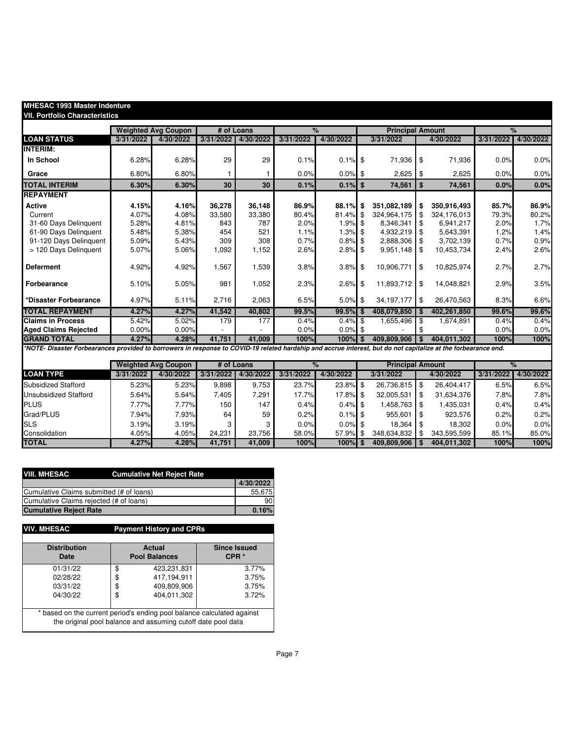## MHESAC 1993 Master Indenture

### VII. Portfolio Characteristics

| | Weighted Avg Coupon | | # of Loans | | % | | Principal Amount | | % | |
|---|---|---|---|---|---|---|---|---|---|---|
| **LOAN STATUS** | 3/31/2022 | 4/30/2022 | 3/31/2022 | 4/30/2022 | 3/31/2022 | 4/30/2022 | 3/31/2022 | 4/30/2022 | 3/31/2022 | 4/30/2022 |
| **INTERIM:** | | | | | | | | | | |
| **In School** | 6.28% | 6.28% | 29 | 29 | 0.1% | 0.1% | $ 71,936 | $ 71,936 | 0.0% | 0.0% |
| **Grace** | 6.80% | 6.80% | 1 | 1 | 0.0% | 0.0% | $ 2,625 | $ 2,625 | 0.0% | 0.0% |
| **TOTAL INTERIM** | **6.30%** | **6.30%** | **30** | **30** | **0.1%** | **0.1%** | **$ 74,561** | **$ 74,561** | **0.0%** | **0.0%** |
| **REPAYMENT** | | | | | | | | | | |
| **Active** | **4.15%** | **4.16%** | **36,278** | **36,148** | **86.9%** | **88.1%** | **$ 351,082,189** | **$ 350,916,493** | **85.7%** | **86.9%** |
| Current | 4.07% | 4.08% | 33,580 | 33,380 | 80.4% | 81.4% | $ 324,964,175 | $ 324,176,013 | 79.3% | 80.2% |
| 31-60 Days Delinquent | 5.28% | 4.81% | 843 | 787 | 2.0% | 1.9% | $ 8,346,341 | $ 6,941,217 | 2.0% | 1.7% |
| 61-90 Days Delinquent | 5.48% | 5.38% | 454 | 521 | 1.1% | 1.3% | $ 4,932,219 | $ 5,643,391 | 1.2% | 1.4% |
| 91-120 Days Delinquent | 5.09% | 5.43% | 309 | 308 | 0.7% | 0.8% | $ 2,888,306 | $ 3,702,139 | 0.7% | 0.9% |
| > 120 Days Delinquent | 5.07% | 5.06% | 1,092 | 1,152 | 2.6% | 2.8% | $ 9,951,148 | $ 10,453,734 | 2.4% | 2.6% |
| **Deferment** | 4.92% | 4.92% | 1,567 | 1,539 | 3.8% | 3.8% | $ 10,906,771 | $ 10,825,974 | 2.7% | 2.7% |
| **Forbearance** | 5.10% | 5.05% | 981 | 1,052 | 2.3% | 2.6% | $ 11,893,712 | $ 14,048,821 | 2.9% | 3.5% |
| **\*Disaster Forbearance** | 4.97% | 5.11% | 2,716 | 2,063 | 6.5% | 5.0% | $ 34,197,177 | $ 26,470,563 | 8.3% | 6.6% |
| **TOTAL REPAYMENT** | **4.27%** | **4.27%** | **41,542** | **40,802** | **99.5%** | **99.5%** | **$ 408,079,850** | **$ 402,261,850** | **99.6%** | **99.6%** |
| **Claims in Process** | 5.42% | 5.02% | 179 | 177 | 0.4% | 0.4% | $ 1,655,496 | $ 1,674,891 | 0.4% | 0.4% |
| **Aged Claims Rejected** | 0.00% | 0.00% | - | - | 0.0% | 0.0% | $ - | $ - | 0.0% | 0.0% |
| **GRAND TOTAL** | **4.27%** | **4.28%** | **41,751** | **41,009** | **100%** | **100%** | **$ 409,809,906** | **$ 404,011,302** | **100%** | **100%** |

*\*NOTE- Disaster Forbearances provided to borrowers in response to COVID-19 related hardship and accrue interest, but do not capitalize at the forbearance end.*

| | Weighted Avg Coupon | | # of Loans | | % | | Principal Amount | | % | |
|---|---|---|---|---|---|---|---|---|---|---|
| **LOAN TYPE** | 3/31/2022 | 4/30/2022 | 3/31/2022 | 4/30/2022 | 3/31/2022 | 4/30/2022 | 3/31/2022 | 4/30/2022 | 3/31/2022 | 4/30/2022 |
| Subsidized Stafford | 5.23% | 5.23% | 9,898 | 9,753 | 23.7% | 23.8% | $ 26,736,815 | $ 26,404,417 | 6.5% | 6.5% |
| Unsubsidized Stafford | 5.64% | 5.64% | 7,405 | 7,291 | 17.7% | 17.8% | $ 32,005,531 | $ 31,634,376 | 7.8% | 7.8% |
| PLUS | 7.77% | 7.77% | 150 | 147 | 0.4% | 0.4% | $ 1,458,763 | $ 1,435,031 | 0.4% | 0.4% |
| Grad/PLUS | 7.94% | 7.93% | 64 | 59 | 0.2% | 0.1% | $ 955,601 | $ 923,576 | 0.2% | 0.2% |
| SLS | 3.19% | 3.19% | 3 | 3 | 0.0% | 0.0% | $ 18,364 | $ 18,302 | 0.0% | 0.0% |
| Consolidation | 4.05% | 4.05% | 24,231 | 23,756 | 58.0% | 57.9% | $ 348,634,832 | $ 343,595,599 | 85.1% | 85.0% |
| **TOTAL** | **4.27%** | **4.28%** | **41,751** | **41,009** | **100%** | **100%** | **$ 409,809,906** | **$ 404,011,302** | **100%** | **100%** |

### VIII. MHESAC — Cumulative Net Reject Rate

| | 4/30/2022 |
|---|---|
| Cumulative Claims submitted (# of loans) | 55,675 |
| Cumulative Claims rejected (# of loans) | 90 |
| **Cumulative Reject Rate** | **0.16%** |

### VIV. MHESAC — Payment History and CPRs

| Distribution Date | Actual Pool Balances | Since Issued CPR * |
|---|---|---|
| 01/31/22 | $ 423,231,831 | 3.77% |
| 02/28/22 | $ 417,194,911 | 3.75% |
| 03/31/22 | $ 409,809,906 | 3.75% |
| 04/30/22 | $ 404,011,302 | 3.72% |

\* based on the current period's ending pool balance calculated against the original pool balance and assuming cutoff date pool data